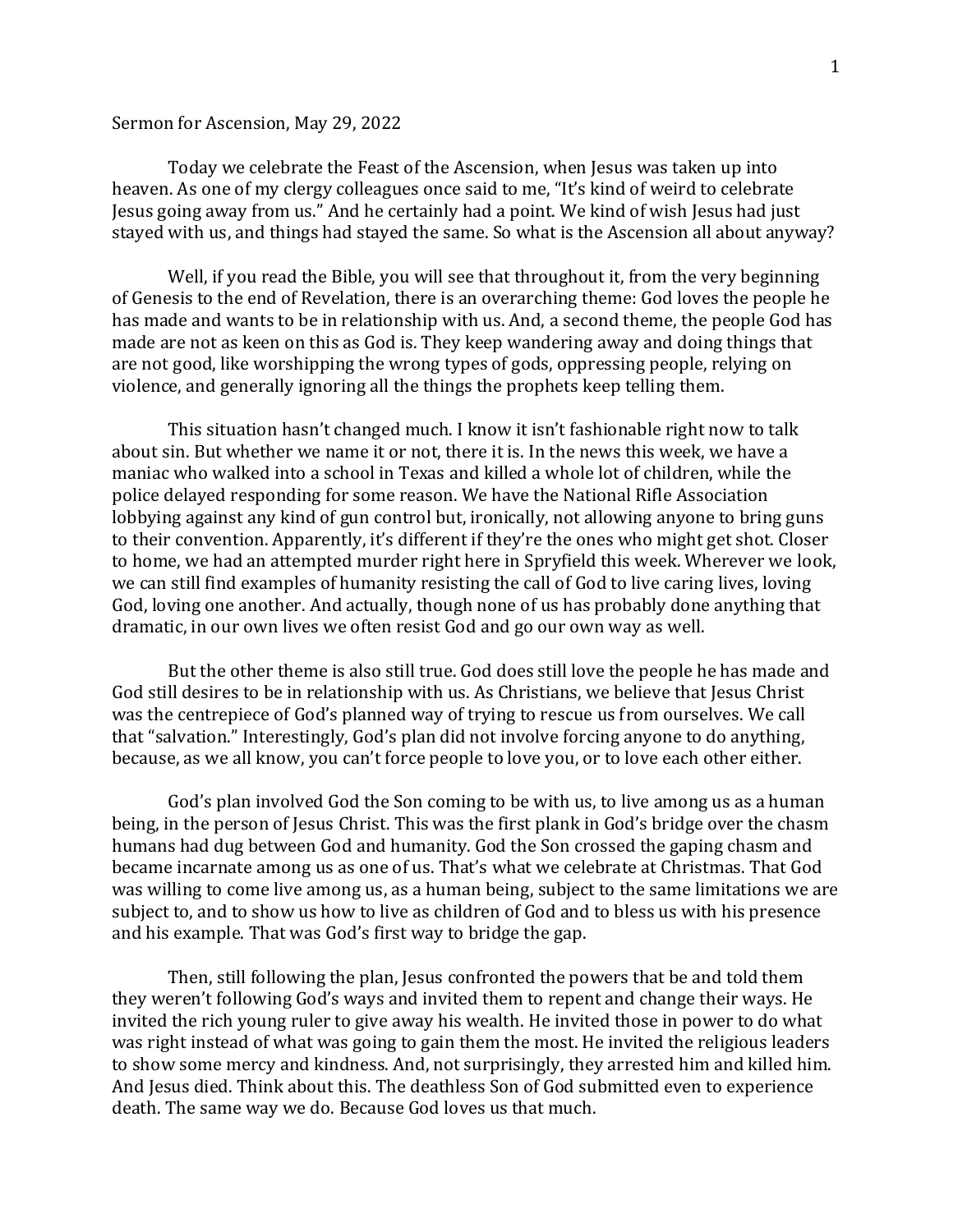Sermon for Ascension, May 29, 2022

Today we celebrate the Feast of the Ascension, when Jesus was taken up into heaven. As one of my clergy colleagues once said to me, "It's kind of weird to celebrate Jesus going away from us." And he certainly had a point. We kind of wish Jesus had just stayed with us, and things had stayed the same. So what is the Ascension all about anyway?

Well, if you read the Bible, you will see that throughout it, from the very beginning of Genesis to the end of Revelation, there is an overarching theme: God loves the people he has made and wants to be in relationship with us. And, a second theme, the people God has made are not as keen on this as God is. They keep wandering away and doing things that are not good, like worshipping the wrong types of gods, oppressing people, relying on violence, and generally ignoring all the things the prophets keep telling them.

This situation hasn't changed much. I know it isn't fashionable right now to talk about sin. But whether we name it or not, there it is. In the news this week, we have a maniac who walked into a school in Texas and killed a whole lot of children, while the police delayed responding for some reason. We have the National Rifle Association lobbying against any kind of gun control but, ironically, not allowing anyone to bring guns to their convention. Apparently, it's different if they're the ones who might get shot. Closer to home, we had an attempted murder right here in Spryfield this week. Wherever we look, we can still find examples of humanity resisting the call of God to live caring lives, loving God, loving one another. And actually, though none of us has probably done anything that dramatic, in our own lives we often resist God and go our own way as well.

But the other theme is also still true. God does still love the people he has made and God still desires to be in relationship with us. As Christians, we believe that Jesus Christ was the centrepiece of God's planned way of trying to rescue us from ourselves. We call that "salvation." Interestingly, God's plan did not involve forcing anyone to do anything, because, as we all know, you can't force people to love you, or to love each other either.

God's plan involved God the Son coming to be with us, to live among us as a human being, in the person of Jesus Christ. This was the first plank in God's bridge over the chasm humans had dug between God and humanity. God the Son crossed the gaping chasm and became incarnate among us as one of us. That's what we celebrate at Christmas. That God was willing to come live among us, as a human being, subject to the same limitations we are subject to, and to show us how to live as children of God and to bless us with his presence and his example. That was God's first way to bridge the gap.

Then, still following the plan, Jesus confronted the powers that be and told them they weren't following God's ways and invited them to repent and change their ways. He invited the rich young ruler to give away his wealth. He invited those in power to do what was right instead of what was going to gain them the most. He invited the religious leaders to show some mercy and kindness. And, not surprisingly, they arrested him and killed him. And Jesus died. Think about this. The deathless Son of God submitted even to experience death. The same way we do. Because God loves us that much.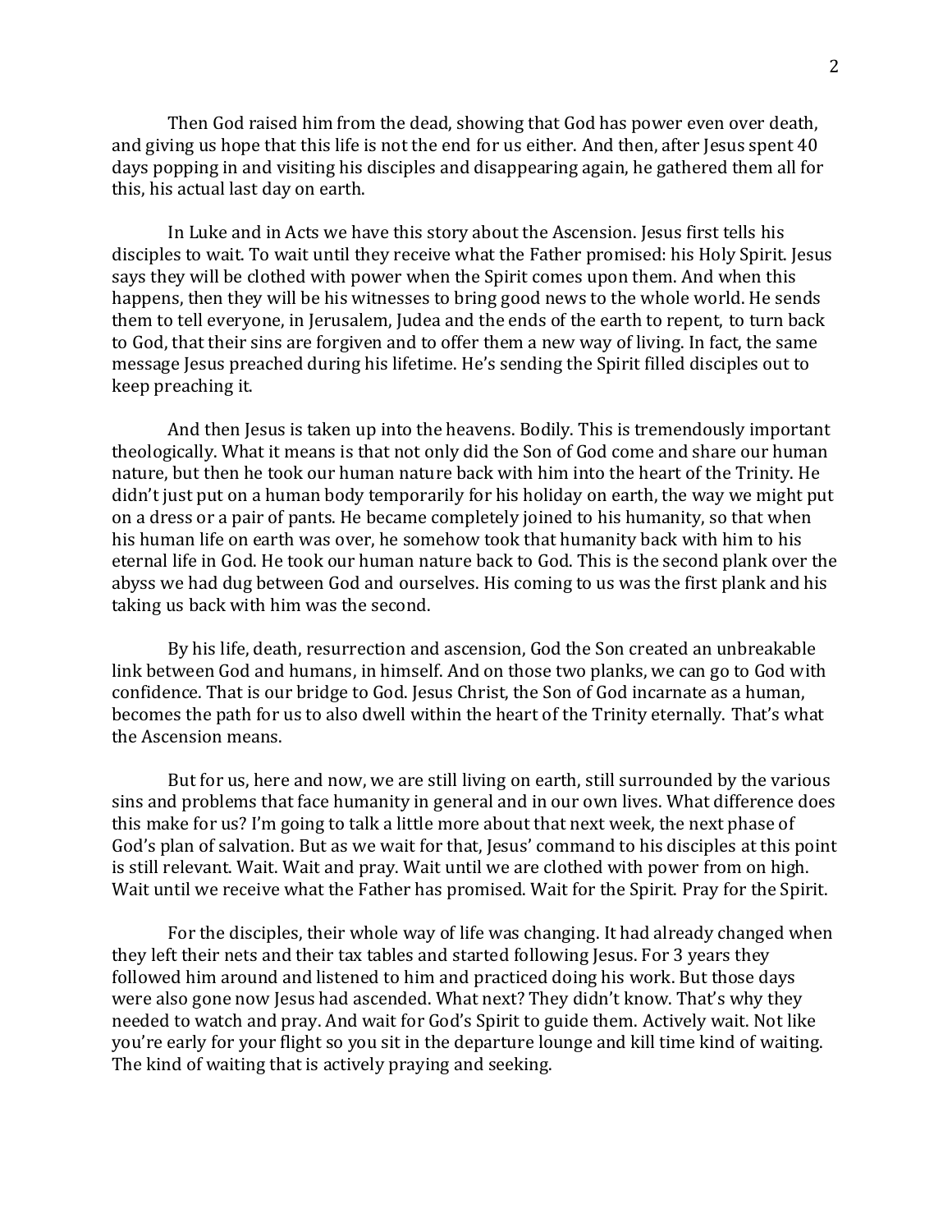Then God raised him from the dead, showing that God has power even over death, and giving us hope that this life is not the end for us either. And then, after Jesus spent 40 days popping in and visiting his disciples and disappearing again, he gathered them all for this, his actual last day on earth.

In Luke and in Acts we have this story about the Ascension. Jesus first tells his disciples to wait. To wait until they receive what the Father promised: his Holy Spirit. Jesus says they will be clothed with power when the Spirit comes upon them. And when this happens, then they will be his witnesses to bring good news to the whole world. He sends them to tell everyone, in Jerusalem, Judea and the ends of the earth to repent, to turn back to God, that their sins are forgiven and to offer them a new way of living. In fact, the same message Jesus preached during his lifetime. He's sending the Spirit filled disciples out to keep preaching it.

And then Jesus is taken up into the heavens. Bodily. This is tremendously important theologically. What it means is that not only did the Son of God come and share our human nature, but then he took our human nature back with him into the heart of the Trinity. He didn't just put on a human body temporarily for his holiday on earth, the way we might put on a dress or a pair of pants. He became completely joined to his humanity, so that when his human life on earth was over, he somehow took that humanity back with him to his eternal life in God. He took our human nature back to God. This is the second plank over the abyss we had dug between God and ourselves. His coming to us was the first plank and his taking us back with him was the second.

By his life, death, resurrection and ascension, God the Son created an unbreakable link between God and humans, in himself. And on those two planks, we can go to God with confidence. That is our bridge to God. Jesus Christ, the Son of God incarnate as a human, becomes the path for us to also dwell within the heart of the Trinity eternally. That's what the Ascension means.

But for us, here and now, we are still living on earth, still surrounded by the various sins and problems that face humanity in general and in our own lives. What difference does this make for us? I'm going to talk a little more about that next week, the next phase of God's plan of salvation. But as we wait for that, Jesus' command to his disciples at this point is still relevant. Wait. Wait and pray. Wait until we are clothed with power from on high. Wait until we receive what the Father has promised. Wait for the Spirit. Pray for the Spirit.

For the disciples, their whole way of life was changing. It had already changed when they left their nets and their tax tables and started following Jesus. For 3 years they followed him around and listened to him and practiced doing his work. But those days were also gone now Jesus had ascended. What next? They didn't know. That's why they needed to watch and pray. And wait for God's Spirit to guide them. Actively wait. Not like you're early for your flight so you sit in the departure lounge and kill time kind of waiting. The kind of waiting that is actively praying and seeking.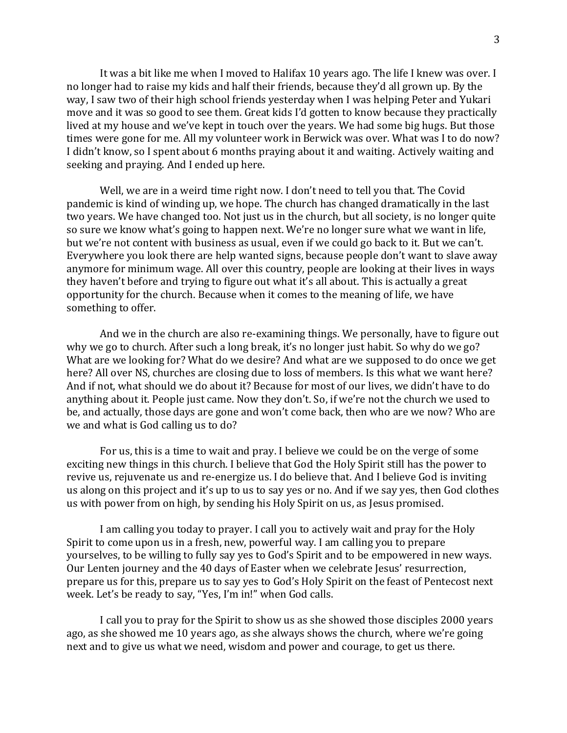It was a bit like me when I moved to Halifax 10 years ago. The life I knew was over. I no longer had to raise my kids and half their friends, because they'd all grown up. By the way, I saw two of their high school friends yesterday when I was helping Peter and Yukari move and it was so good to see them. Great kids I'd gotten to know because they practically lived at my house and we've kept in touch over the years. We had some big hugs. But those times were gone for me. All my volunteer work in Berwick was over. What was I to do now? I didn't know, so I spent about 6 months praying about it and waiting. Actively waiting and seeking and praying. And I ended up here.

Well, we are in a weird time right now. I don't need to tell you that. The Covid pandemic is kind of winding up, we hope. The church has changed dramatically in the last two years. We have changed too. Not just us in the church, but all society, is no longer quite so sure we know what's going to happen next. We're no longer sure what we want in life, but we're not content with business as usual, even if we could go back to it. But we can't. Everywhere you look there are help wanted signs, because people don't want to slave away anymore for minimum wage. All over this country, people are looking at their lives in ways they haven't before and trying to figure out what it's all about. This is actually a great opportunity for the church. Because when it comes to the meaning of life, we have something to offer.

And we in the church are also re-examining things. We personally, have to figure out why we go to church. After such a long break, it's no longer just habit. So why do we go? What are we looking for? What do we desire? And what are we supposed to do once we get here? All over NS, churches are closing due to loss of members. Is this what we want here? And if not, what should we do about it? Because for most of our lives, we didn't have to do anything about it. People just came. Now they don't. So, if we're not the church we used to be, and actually, those days are gone and won't come back, then who are we now? Who are we and what is God calling us to do?

For us, this is a time to wait and pray. I believe we could be on the verge of some exciting new things in this church. I believe that God the Holy Spirit still has the power to revive us, rejuvenate us and re-energize us. I do believe that. And I believe God is inviting us along on this project and it's up to us to say yes or no. And if we say yes, then God clothes us with power from on high, by sending his Holy Spirit on us, as Jesus promised.

I am calling you today to prayer. I call you to actively wait and pray for the Holy Spirit to come upon us in a fresh, new, powerful way. I am calling you to prepare yourselves, to be willing to fully say yes to God's Spirit and to be empowered in new ways. Our Lenten journey and the 40 days of Easter when we celebrate Jesus' resurrection, prepare us for this, prepare us to say yes to God's Holy Spirit on the feast of Pentecost next week. Let's be ready to say, "Yes, I'm in!" when God calls.

I call you to pray for the Spirit to show us as she showed those disciples 2000 years ago, as she showed me 10 years ago, as she always shows the church, where we're going next and to give us what we need, wisdom and power and courage, to get us there.